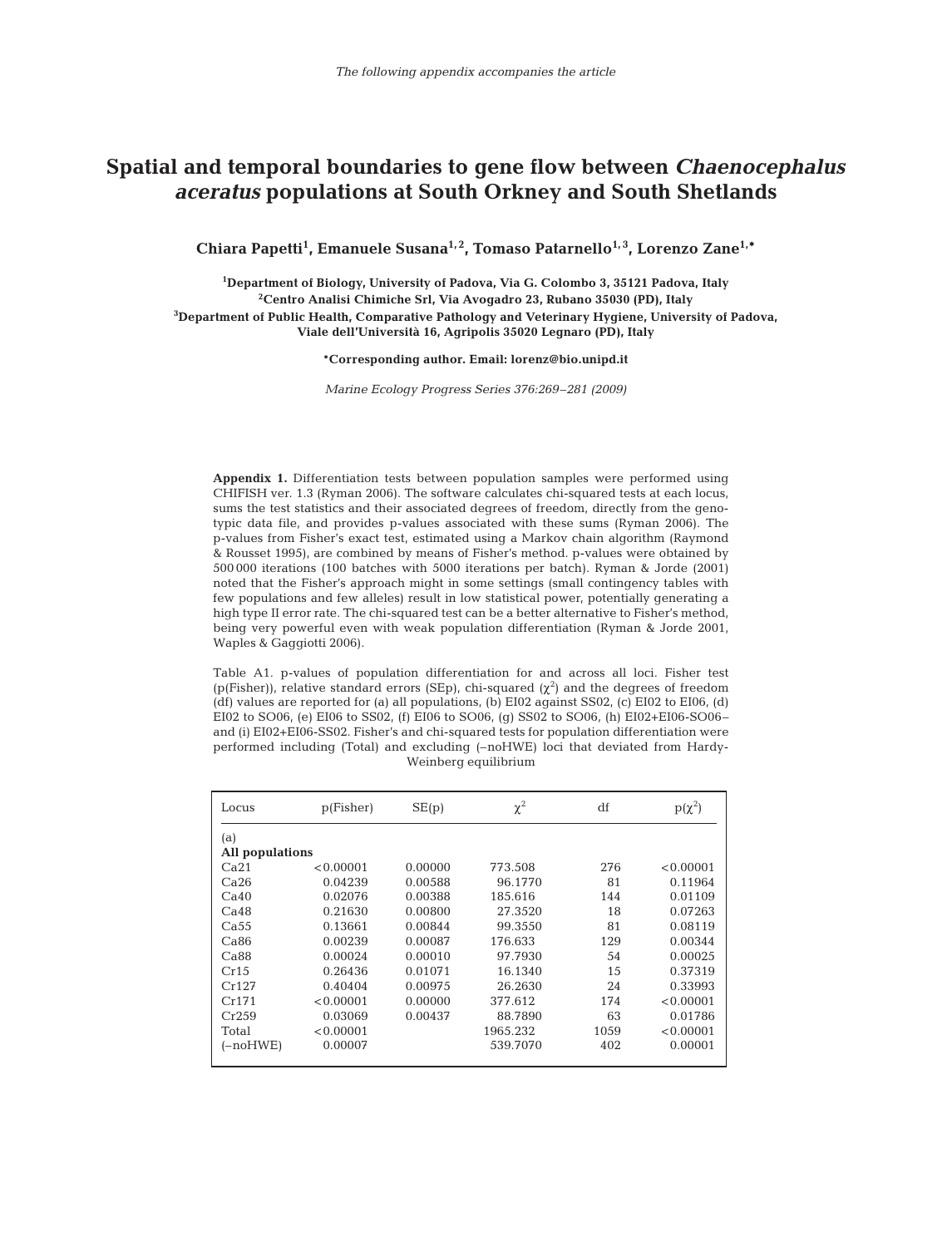The following appendix accompanies the article

# Spatial and temporal boundaries to gene flow between *Chaenocephalus aceratus* populations at South Orkney and South Shetlands

**Chiara Papetti[1], Emanuele Susana[1,2], Tomaso Patarnello[1,3], Lorenzo Zane[1,*]**

[1]Department of Biology, University of Padova, Via G. Colombo 3, 35121 Padova, Italy
[2]Centro Analisi Chimiche Srl, Via Avogadro 23, Rubano 35030 (PD), Italy
[3]Department of Public Health, Comparative Pathology and Veterinary Hygiene, University of Padova, Viale dell'Università 16, Agripolis 35020 Legnaro (PD), Italy

*Corresponding author. Email: lorenz@bio.unipd.it

*Marine Ecology Progress Series 376:269–281 (2009)*

**Appendix 1.** Differentiation tests between population samples were performed using CHIFISH ver. 1.3 (Ryman 2006). The software calculates chi-squared tests at each locus, sums the test statistics and their associated degrees of freedom, directly from the genotypic data file, and provides p-values associated with these sums (Ryman 2006). The p-values from Fisher's exact test, estimated using a Markov chain algorithm (Raymond & Rousset 1995), are combined by means of Fisher's method. p-values were obtained by 500 000 iterations (100 batches with 5000 iterations per batch). Ryman & Jorde (2001) noted that the Fisher's approach might in some settings (small contingency tables with few populations and few alleles) result in low statistical power, potentially generating a high type II error rate. The chi-squared test can be a better alternative to Fisher's method, being very powerful even with weak population differentiation (Ryman & Jorde 2001, Waples & Gaggiotti 2006).

Table A1. p-values of population differentiation for and across all loci. Fisher test (p(Fisher)), relative standard errors (SEp), chi-squared ($\chi^2$) and the degrees of freedom (df) values are reported for (a) all populations, (b) EI02 against SS02, (c) EI02 to EI06, (d) EI02 to SO06, (e) EI06 to SS02, (f) EI06 to SO06, (g) SS02 to SO06, (h) EI02+EI06-SO06– and (i) EI02+EI06-SS02. Fisher's and chi-squared tests for population differentiation were performed including (Total) and excluding (–noHWE) loci that deviated from Hardy-Weinberg equilibrium

| Locus | p(Fisher) | SE(p) | $\chi^2$ | df | p($\chi^2$) |
|---|---|---|---|---|---|
| (a) | | | | | |
| **All populations** | | | | | |
| Ca21 | <0.00001 | 0.00000 | 773.508 | 276 | <0.00001 |
| Ca26 | 0.04239 | 0.00588 | 96.1770 | 81 | 0.11964 |
| Ca40 | 0.02076 | 0.00388 | 185.616 | 144 | 0.01109 |
| Ca48 | 0.21630 | 0.00800 | 27.3520 | 18 | 0.07263 |
| Ca55 | 0.13661 | 0.00844 | 99.3550 | 81 | 0.08119 |
| Ca86 | 0.00239 | 0.00087 | 176.633 | 129 | 0.00344 |
| Ca88 | 0.00024 | 0.00010 | 97.7930 | 54 | 0.00025 |
| Cr15 | 0.26436 | 0.01071 | 16.1340 | 15 | 0.37319 |
| Cr127 | 0.40404 | 0.00975 | 26.2630 | 24 | 0.33993 |
| Cr171 | <0.00001 | 0.00000 | 377.612 | 174 | <0.00001 |
| Cr259 | 0.03069 | 0.00437 | 88.7890 | 63 | 0.01786 |
| Total | <0.00001 | | 1965.232 | 1059 | <0.00001 |
| (–noHWE) | 0.00007 | | 539.7070 | 402 | 0.00001 |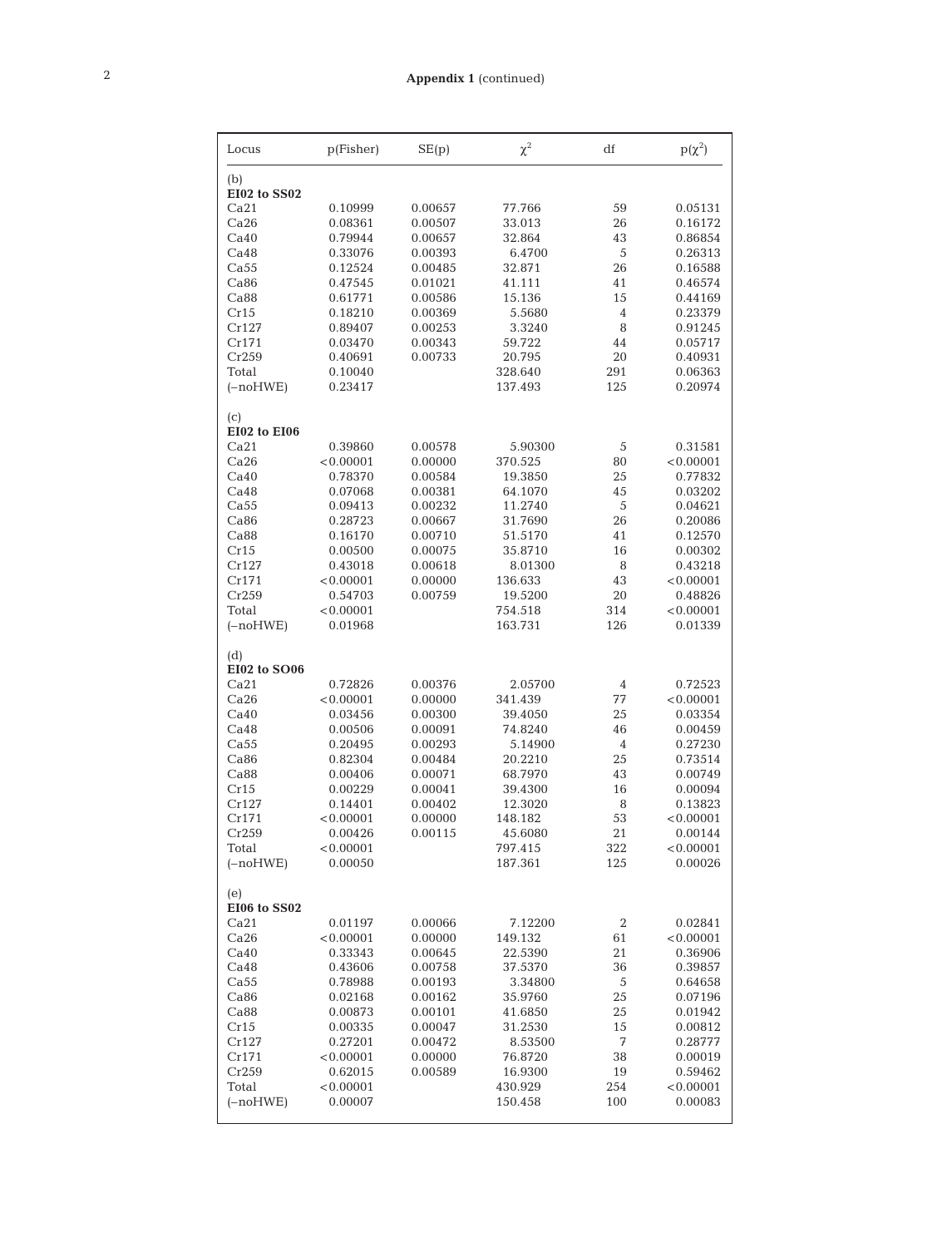**Appendix 1** (continued)

| Locus | p(Fisher) | SE(p) | $\chi^2$ | df | $p(\chi^2)$ |
|---|---|---|---|---|---|
| (b) | | | | | |
| **EI02 to SS02** | | | | | |
| Ca21 | 0.10999 | 0.00657 | 77.766 | 59 | 0.05131 |
| Ca26 | 0.08361 | 0.00507 | 33.013 | 26 | 0.16172 |
| Ca40 | 0.79944 | 0.00657 | 32.864 | 43 | 0.86854 |
| Ca48 | 0.33076 | 0.00393 | 6.4700 | 5 | 0.26313 |
| Ca55 | 0.12524 | 0.00485 | 32.871 | 26 | 0.16588 |
| Ca86 | 0.47545 | 0.01021 | 41.111 | 41 | 0.46574 |
| Ca88 | 0.61771 | 0.00586 | 15.136 | 15 | 0.44169 |
| Cr15 | 0.18210 | 0.00369 | 5.5680 | 4 | 0.23379 |
| Cr127 | 0.89407 | 0.00253 | 3.3240 | 8 | 0.91245 |
| Cr171 | 0.03470 | 0.00343 | 59.722 | 44 | 0.05717 |
| Cr259 | 0.40691 | 0.00733 | 20.795 | 20 | 0.40931 |
| Total | 0.10040 | | 328.640 | 291 | 0.06363 |
| (–noHWE) | 0.23417 | | 137.493 | 125 | 0.20974 |
| (c) | | | | | |
| **EI02 to EI06** | | | | | |
| Ca21 | 0.39860 | 0.00578 | 5.90300 | 5 | 0.31581 |
| Ca26 | <0.00001 | 0.00000 | 370.525 | 80 | <0.00001 |
| Ca40 | 0.78370 | 0.00584 | 19.3850 | 25 | 0.77832 |
| Ca48 | 0.07068 | 0.00381 | 64.1070 | 45 | 0.03202 |
| Ca55 | 0.09413 | 0.00232 | 11.2740 | 5 | 0.04621 |
| Ca86 | 0.28723 | 0.00667 | 31.7690 | 26 | 0.20086 |
| Ca88 | 0.16170 | 0.00710 | 51.5170 | 41 | 0.12570 |
| Cr15 | 0.00500 | 0.00075 | 35.8710 | 16 | 0.00302 |
| Cr127 | 0.43018 | 0.00618 | 8.01300 | 8 | 0.43218 |
| Cr171 | <0.00001 | 0.00000 | 136.633 | 43 | <0.00001 |
| Cr259 | 0.54703 | 0.00759 | 19.5200 | 20 | 0.48826 |
| Total | <0.00001 | | 754.518 | 314 | <0.00001 |
| (–noHWE) | 0.01968 | | 163.731 | 126 | 0.01339 |
| (d) | | | | | |
| **EI02 to SO06** | | | | | |
| Ca21 | 0.72826 | 0.00376 | 2.05700 | 4 | 0.72523 |
| Ca26 | <0.00001 | 0.00000 | 341.439 | 77 | <0.00001 |
| Ca40 | 0.03456 | 0.00300 | 39.4050 | 25 | 0.03354 |
| Ca48 | 0.00506 | 0.00091 | 74.8240 | 46 | 0.00459 |
| Ca55 | 0.20495 | 0.00293 | 5.14900 | 4 | 0.27230 |
| Ca86 | 0.82304 | 0.00484 | 20.2210 | 25 | 0.73514 |
| Ca88 | 0.00406 | 0.00071 | 68.7970 | 43 | 0.00749 |
| Cr15 | 0.00229 | 0.00041 | 39.4300 | 16 | 0.00094 |
| Cr127 | 0.14401 | 0.00402 | 12.3020 | 8 | 0.13823 |
| Cr171 | <0.00001 | 0.00000 | 148.182 | 53 | <0.00001 |
| Cr259 | 0.00426 | 0.00115 | 45.6080 | 21 | 0.00144 |
| Total | <0.00001 | | 797.415 | 322 | <0.00001 |
| (–noHWE) | 0.00050 | | 187.361 | 125 | 0.00026 |
| (e) | | | | | |
| **EI06 to SS02** | | | | | |
| Ca21 | 0.01197 | 0.00066 | 7.12200 | 2 | 0.02841 |
| Ca26 | <0.00001 | 0.00000 | 149.132 | 61 | <0.00001 |
| Ca40 | 0.33343 | 0.00645 | 22.5390 | 21 | 0.36906 |
| Ca48 | 0.43606 | 0.00758 | 37.5370 | 36 | 0.39857 |
| Ca55 | 0.78988 | 0.00193 | 3.34800 | 5 | 0.64658 |
| Ca86 | 0.02168 | 0.00162 | 35.9760 | 25 | 0.07196 |
| Ca88 | 0.00873 | 0.00101 | 41.6850 | 25 | 0.01942 |
| Cr15 | 0.00335 | 0.00047 | 31.2530 | 15 | 0.00812 |
| Cr127 | 0.27201 | 0.00472 | 8.53500 | 7 | 0.28777 |
| Cr171 | <0.00001 | 0.00000 | 76.8720 | 38 | 0.00019 |
| Cr259 | 0.62015 | 0.00589 | 16.9300 | 19 | 0.59462 |
| Total | <0.00001 | | 430.929 | 254 | <0.00001 |
| (–noHWE) | 0.00007 | | 150.458 | 100 | 0.00083 |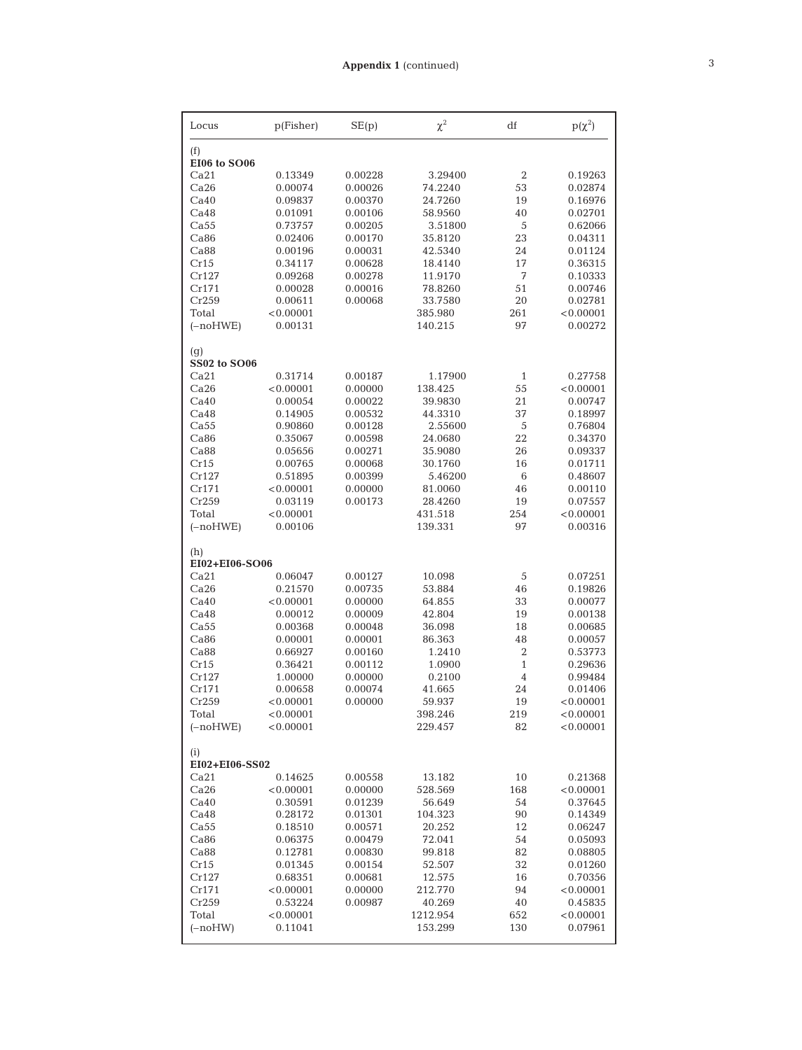**Appendix 1** (continued)

| Locus | p(Fisher) | SE(p) | $\chi^2$ | df | $p(\chi^2)$ |
|---|---|---|---|---|---|
| (f) | | | | | |
| **EI06 to SO06** | | | | | |
| Ca21 | 0.13349 | 0.00228 | 3.29400 | 2 | 0.19263 |
| Ca26 | 0.00074 | 0.00026 | 74.2240 | 53 | 0.02874 |
| Ca40 | 0.09837 | 0.00370 | 24.7260 | 19 | 0.16976 |
| Ca48 | 0.01091 | 0.00106 | 58.9560 | 40 | 0.02701 |
| Ca55 | 0.73757 | 0.00205 | 3.51800 | 5 | 0.62066 |
| Ca86 | 0.02406 | 0.00170 | 35.8120 | 23 | 0.04311 |
| Ca88 | 0.00196 | 0.00031 | 42.5340 | 24 | 0.01124 |
| Cr15 | 0.34117 | 0.00628 | 18.4140 | 17 | 0.36315 |
| Cr127 | 0.09268 | 0.00278 | 11.9170 | 7 | 0.10333 |
| Cr171 | 0.00028 | 0.00016 | 78.8260 | 51 | 0.00746 |
| Cr259 | 0.00611 | 0.00068 | 33.7580 | 20 | 0.02781 |
| Total | <0.00001 | | 385.980 | 261 | <0.00001 |
| (–noHWE) | 0.00131 | | 140.215 | 97 | 0.00272 |
| (g) | | | | | |
| **SS02 to SO06** | | | | | |
| Ca21 | 0.31714 | 0.00187 | 1.17900 | 1 | 0.27758 |
| Ca26 | <0.00001 | 0.00000 | 138.425 | 55 | <0.00001 |
| Ca40 | 0.00054 | 0.00022 | 39.9830 | 21 | 0.00747 |
| Ca48 | 0.14905 | 0.00532 | 44.3310 | 37 | 0.18997 |
| Ca55 | 0.90860 | 0.00128 | 2.55600 | 5 | 0.76804 |
| Ca86 | 0.35067 | 0.00598 | 24.0680 | 22 | 0.34370 |
| Ca88 | 0.05656 | 0.00271 | 35.9080 | 26 | 0.09337 |
| Cr15 | 0.00765 | 0.00068 | 30.1760 | 16 | 0.01711 |
| Cr127 | 0.51895 | 0.00399 | 5.46200 | 6 | 0.48607 |
| Cr171 | <0.00001 | 0.00000 | 81.0060 | 46 | 0.00110 |
| Cr259 | 0.03119 | 0.00173 | 28.4260 | 19 | 0.07557 |
| Total | <0.00001 | | 431.518 | 254 | <0.00001 |
| (–noHWE) | 0.00106 | | 139.331 | 97 | 0.00316 |
| (h) | | | | | |
| **EI02+EI06-SO06** | | | | | |
| Ca21 | 0.06047 | 0.00127 | 10.098 | 5 | 0.07251 |
| Ca26 | 0.21570 | 0.00735 | 53.884 | 46 | 0.19826 |
| Ca40 | <0.00001 | 0.00000 | 64.855 | 33 | 0.00077 |
| Ca48 | 0.00012 | 0.00009 | 42.804 | 19 | 0.00138 |
| Ca55 | 0.00368 | 0.00048 | 36.098 | 18 | 0.00685 |
| Ca86 | 0.00001 | 0.00001 | 86.363 | 48 | 0.00057 |
| Ca88 | 0.66927 | 0.00160 | 1.2410 | 2 | 0.53773 |
| Cr15 | 0.36421 | 0.00112 | 1.0900 | 1 | 0.29636 |
| Cr127 | 1.00000 | 0.00000 | 0.2100 | 4 | 0.99484 |
| Cr171 | 0.00658 | 0.00074 | 41.665 | 24 | 0.01406 |
| Cr259 | <0.00001 | 0.00000 | 59.937 | 19 | <0.00001 |
| Total | <0.00001 | | 398.246 | 219 | <0.00001 |
| (–noHWE) | <0.00001 | | 229.457 | 82 | <0.00001 |
| (i) | | | | | |
| **EI02+EI06-SS02** | | | | | |
| Ca21 | 0.14625 | 0.00558 | 13.182 | 10 | 0.21368 |
| Ca26 | <0.00001 | 0.00000 | 528.569 | 168 | <0.00001 |
| Ca40 | 0.30591 | 0.01239 | 56.649 | 54 | 0.37645 |
| Ca48 | 0.28172 | 0.01301 | 104.323 | 90 | 0.14349 |
| Ca55 | 0.18510 | 0.00571 | 20.252 | 12 | 0.06247 |
| Ca86 | 0.06375 | 0.00479 | 72.041 | 54 | 0.05093 |
| Ca88 | 0.12781 | 0.00830 | 99.818 | 82 | 0.08805 |
| Cr15 | 0.01345 | 0.00154 | 52.507 | 32 | 0.01260 |
| Cr127 | 0.68351 | 0.00681 | 12.575 | 16 | 0.70356 |
| Cr171 | <0.00001 | 0.00000 | 212.770 | 94 | <0.00001 |
| Cr259 | 0.53224 | 0.00987 | 40.269 | 40 | 0.45835 |
| Total | <0.00001 | | 1212.954 | 652 | <0.00001 |
| (–noHW) | 0.11041 | | 153.299 | 130 | 0.07961 |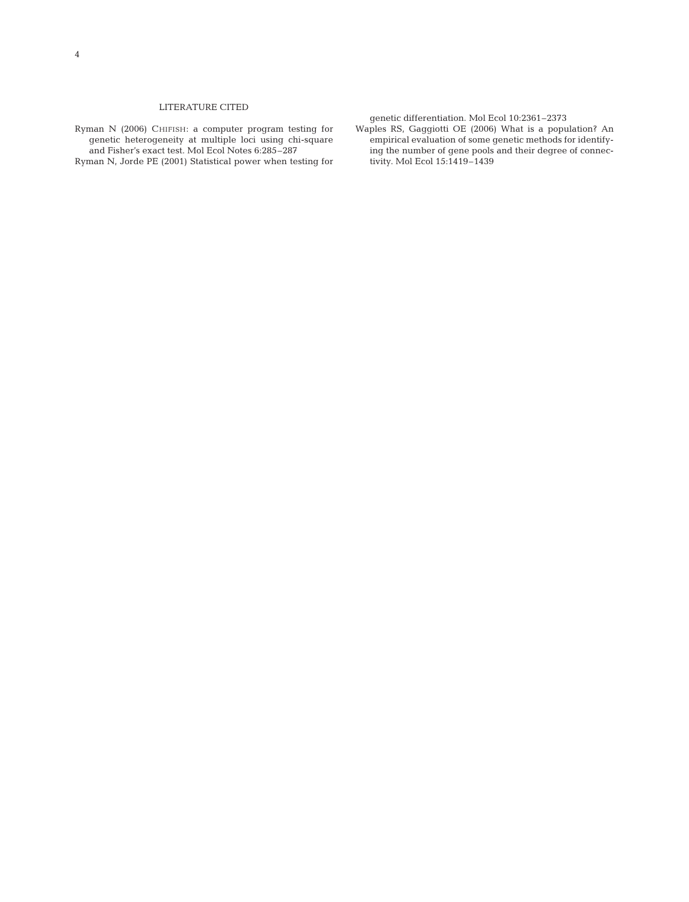## LITERATURE CITED

Ryman N (2006) CHIFISH: a computer program testing for genetic heterogeneity at multiple loci using chi-square and Fisher's exact test. Mol Ecol Notes 6:285–287

Ryman N, Jorde PE (2001) Statistical power when testing for genetic differentiation. Mol Ecol 10:2361–2373

Waples RS, Gaggiotti OE (2006) What is a population? An empirical evaluation of some genetic methods for identifying the number of gene pools and their degree of connectivity. Mol Ecol 15:1419–1439